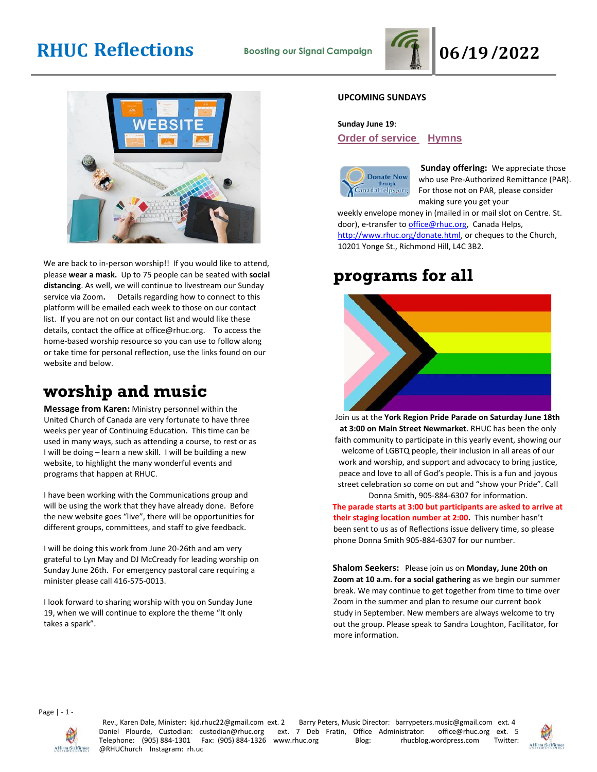# RHUC Reflections

Boosting our Signal Campaign

06/19/2022

We are back to in-person worship!! If you would like to attend, please **wear a mask.** Up to 75 people can be seated with **social distancing**. As well, we will continue to livestream our Sunday service via Zoom**.** Details regarding how to connect to this platform will be emailed each week to those on our contact list. If you are not on our contact list and would like these details, contact the office at office@rhuc.org. To access the home-based worship resource so you can use to follow along or take time for personal reflection, use the links found on our website and below.

## worship and music

**Message from Karen:** Ministry personnel within the United Church of Canada are very fortunate to have three weeks per year of Continuing Education. This time can be used in many ways, such as attending a course, to rest or as I will be doing – learn a new skill. I will be building a new website, to highlight the many wonderful events and programs that happen at RHUC.

I have been working with the Communications group and will be using the work that they have already done. Before the new website goes "live", there will be opportunities for different groups, committees, and staff to give feedback.

I will be doing this work from June 20-26th and am very grateful to Lyn May and DJ McCready for leading worship on Sunday June 26th. For emergency pastoral care requiring a minister please call 416-575-0013.

I look forward to sharing worship with you on Sunday June 19, when we will continue to explore the theme "It only takes a spark".

**UPCOMING SUNDAYS**

**Sunday June 19**:

Order of service Hymns

Donate Now through CanadaHelps.org

**Sunday offering:** We appreciate those who use Pre-Authorized Remittance (PAR). For those not on PAR, please consider making sure you get your weekly envelope money in (mailed in or mail slot on Centre. St. door), e-transfer to office@rhuc.org, Canada Helps, http://www.rhuc.org/donate.html, or cheques to the Church, 10201 Yonge St., Richmond Hill, L4C 3B2.

## programs for all

Join us at the **York Region Pride Parade on Saturday June 18th at 3:00 on Main Street Newmarket**. RHUC has been the only faith community to participate in this yearly event, showing our welcome of LGBTQ people, their inclusion in all areas of our work and worship, and support and advocacy to bring justice, peace and love to all of God's people. This is a fun and joyous street celebration so come on out and "show your Pride". Call Donna Smith, 905-884-6307 for information.

**The parade starts at 3:00 but participants are asked to arrive at their staging location number at 2:00.** This number hasn't been sent to us as of Reflections issue delivery time, so please phone Donna Smith 905-884-6307 for our number.

**Shalom Seekers:** Please join us on **Monday, June 20th on Zoom at 10 a.m. for a social gathering** as we begin our summer break. We may continue to get together from time to time over Zoom in the summer and plan to resume our current book study in September. New members are always welcome to try out the group. Please speak to Sandra Loughton, Facilitator, for more information.

Rev., Karen Dale, Minister: kjd.rhuc22@gmail.com ext. 2 Barry Peters, Music Director: barrypeters.music@gmail.com ext. 4 Daniel Plourde, Custodian: custodian@rhuc.org ext. 7 Deb Fratin, Office Administrator: office@rhuc.org ext. 5 Telephone: (905) 884-1301 Fax: (905) 884-1326 www.rhuc.org Blog: rhucblog.wordpress.com Twitter: @RHUChurch Instagram: rh.uc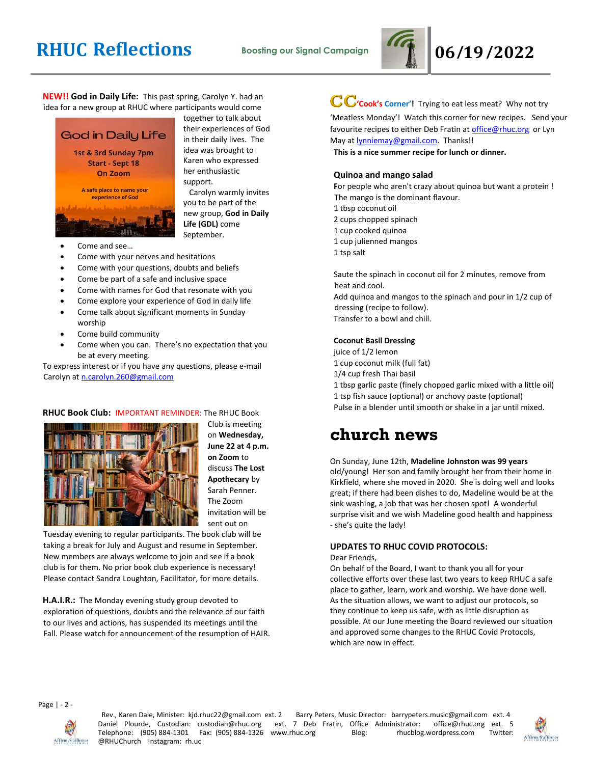# RHUC Reflections

**Boosting our Signal Campaign**

**06/19/2022**

**NEW!! God in Daily Life:** This past spring, Carolyn Y. had an idea for a new group at RHUC where participants would come together to talk about their experiences of God in their daily lives. The idea was brought to Karen who expressed her enthusiastic support.

Carolyn warmly invites you to be part of the new group, **God in Daily Life (GDL)** come September.

God in Daily Life
1st & 3rd Sunday 7pm
Start - Sept 18
On Zoom
A safe place to name your experience of God

- Come and see…
- Come with your nerves and hesitations
- Come with your questions, doubts and beliefs
- Come be part of a safe and inclusive space
- Come with names for God that resonate with you
- Come explore your experience of God in daily life
- Come talk about significant moments in Sunday worship
- Come build community
- Come when you can. There's no expectation that you be at every meeting.

To express interest or if you have any questions, please e-mail Carolyn at n.carolyn.260@gmail.com

**RHUC Book Club:** IMPORTANT REMINDER: The RHUC Book Club is meeting on **Wednesday, June 22 at 4 p.m. on Zoom** to discuss **The Lost Apothecary** by Sarah Penner. The Zoom invitation will be sent out on Tuesday evening to regular participants. The book club will be taking a break for July and August and resume in September. New members are always welcome to join and see if a book club is for them. No prior book club experience is necessary! Please contact Sandra Loughton, Facilitator, for more details.

**H.A.I.R.:** The Monday evening study group devoted to exploration of questions, doubts and the relevance of our faith to our lives and actions, has suspended its meetings until the Fall. Please watch for announcement of the resumption of HAIR.

**CC 'Cook's Corner'!** Trying to eat less meat? Why not try 'Meatless Monday'! Watch this corner for new recipes. Send your favourite recipes to either Deb Fratin at office@rhuc.org or Lyn May at lynniemay@gmail.com. Thanks!!

**This is a nice summer recipe for lunch or dinner.**

### Quinoa and mango salad

For people who aren't crazy about quinoa but want a protein ! The mango is the dominant flavour.

1 tbsp coconut oil
2 cups chopped spinach
1 cup cooked quinoa
1 cup julienned mangos
1 tsp salt

Saute the spinach in coconut oil for 2 minutes, remove from heat and cool.
Add quinoa and mangos to the spinach and pour in 1/2 cup of dressing (recipe to follow).
Transfer to a bowl and chill.

**Coconut Basil Dressing**

juice of 1/2 lemon
1 cup coconut milk (full fat)
1/4 cup fresh Thai basil
1 tbsp garlic paste (finely chopped garlic mixed with a little oil)
1 tsp fish sauce (optional) or anchovy paste (optional)
Pulse in a blender until smooth or shake in a jar until mixed.

## church news

On Sunday, June 12th, **Madeline Johnston was 99 years** old/young! Her son and family brought her from their home in Kirkfield, where she moved in 2020. She is doing well and looks great; if there had been dishes to do, Madeline would be at the sink washing, a job that was her chosen spot! A wonderful surprise visit and we wish Madeline good health and happiness - she's quite the lady!

**UPDATES TO RHUC COVID PROTOCOLS:**

Dear Friends,
On behalf of the Board, I want to thank you all for your collective efforts over these last two years to keep RHUC a safe place to gather, learn, work and worship. We have done well. As the situation allows, we want to adjust our protocols, so they continue to keep us safe, with as little disruption as possible. At our June meeting the Board reviewed our situation and approved some changes to the RHUC Covid Protocols, which are now in effect.

Rev., Karen Dale, Minister: kjd.rhuc22@gmail.com ext. 2 Barry Peters, Music Director: barrypeters.music@gmail.com ext. 4
Daniel Plourde, Custodian: custodian@rhuc.org ext. 7 Deb Fratin, Office Administrator: office@rhuc.org ext. 5
Telephone: (905) 884-1301 Fax: (905) 884-1326 www.rhuc.org Blog: rhucblog.wordpress.com Twitter: @RHUChurch Instagram: rh.uc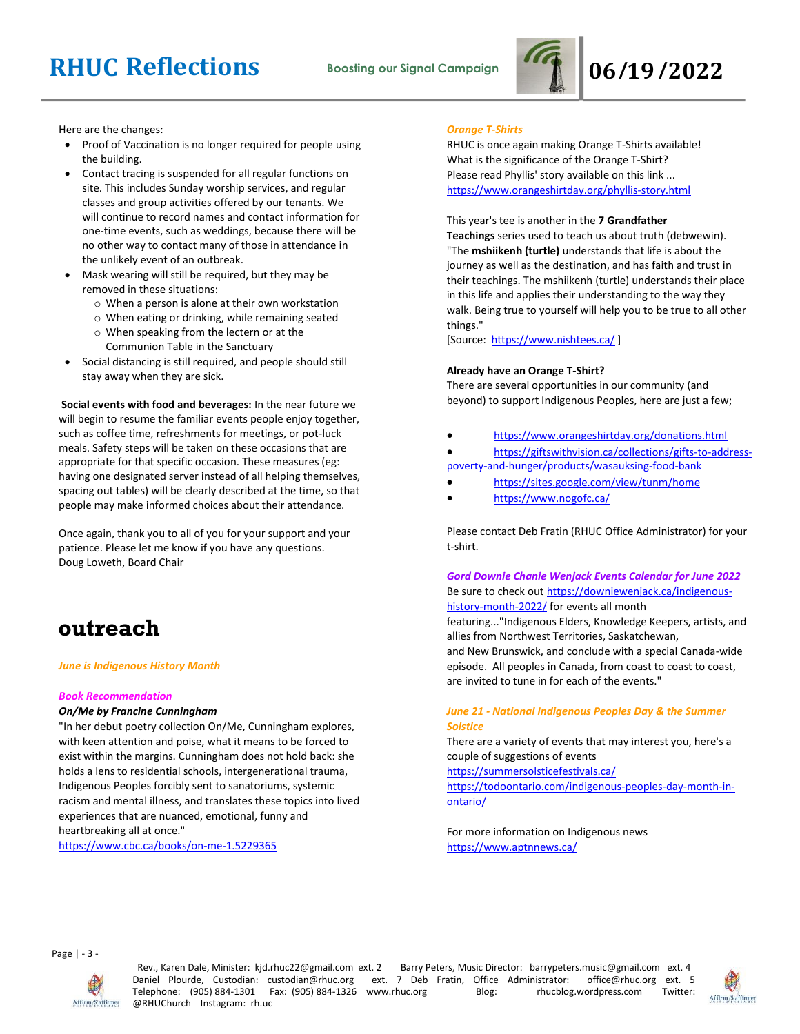Here are the changes:

- Proof of Vaccination is no longer required for people using the building.
- Contact tracing is suspended for all regular functions on site. This includes Sunday worship services, and regular classes and group activities offered by our tenants. We will continue to record names and contact information for one-time events, such as weddings, because there will be no other way to contact many of those in attendance in the unlikely event of an outbreak.
- Mask wearing will still be required, but they may be removed in these situations:
  - When a person is alone at their own workstation
  - When eating or drinking, while remaining seated
  - When speaking from the lectern or at the Communion Table in the Sanctuary
- Social distancing is still required, and people should still stay away when they are sick.

**Social events with food and beverages:** In the near future we will begin to resume the familiar events people enjoy together, such as coffee time, refreshments for meetings, or pot-luck meals. Safety steps will be taken on these occasions that are appropriate for that specific occasion. These measures (eg: having one designated server instead of all helping themselves, spacing out tables) will be clearly described at the time, so that people may make informed choices about their attendance.

Once again, thank you to all of you for your support and your patience. Please let me know if you have any questions.
Doug Loweth, Board Chair

# outreach

*June is Indigenous History Month*

*Book Recommendation*

***On/Me by Francine Cunningham***

"In her debut poetry collection On/Me, Cunningham explores, with keen attention and poise, what it means to be forced to exist within the margins. Cunningham does not hold back: she holds a lens to residential schools, intergenerational trauma, Indigenous Peoples forcibly sent to sanatoriums, systemic racism and mental illness, and translates these topics into lived experiences that are nuanced, emotional, funny and heartbreaking all at once."
https://www.cbc.ca/books/on-me-1.5229365

*Orange T-Shirts*

RHUC is once again making Orange T-Shirts available!
What is the significance of the Orange T-Shirt?
Please read Phyllis' story available on this link ...
https://www.orangeshirtday.org/phyllis-story.html

This year's tee is another in the **7 Grandfather Teachings** series used to teach us about truth (debwewin). "The **mshiikenh (turtle)** understands that life is about the journey as well as the destination, and has faith and trust in their teachings. The mshiikenh (turtle) understands their place in this life and applies their understanding to the way they walk. Being true to yourself will help you to be true to all other things."
[Source: https://www.nishtees.ca/ ]

**Already have an Orange T-Shirt?**
There are several opportunities in our community (and beyond) to support Indigenous Peoples, here are just a few;

- https://www.orangeshirtday.org/donations.html
- https://giftswithvision.ca/collections/gifts-to-address-poverty-and-hunger/products/wasauksing-food-bank
- https://sites.google.com/view/tunm/home
- https://www.nogofc.ca/

Please contact Deb Fratin (RHUC Office Administrator) for your t-shirt.

*Gord Downie Chanie Wenjack Events Calendar for June 2022*

Be sure to check out https://downiewenjack.ca/indigenous-history-month-2022/ for events all month featuring..."Indigenous Elders, Knowledge Keepers, artists, and allies from Northwest Territories, Saskatchewan, and New Brunswick, and conclude with a special Canada-wide episode. All peoples in Canada, from coast to coast to coast, are invited to tune in for each of the events."

*June 21 - National Indigenous Peoples Day & the Summer Solstice*

There are a variety of events that may interest you, here's a couple of suggestions of events
https://summersolsticefestivals.ca/
https://todoontario.com/indigenous-peoples-day-month-in-ontario/

For more information on Indigenous news
https://www.aptnnews.ca/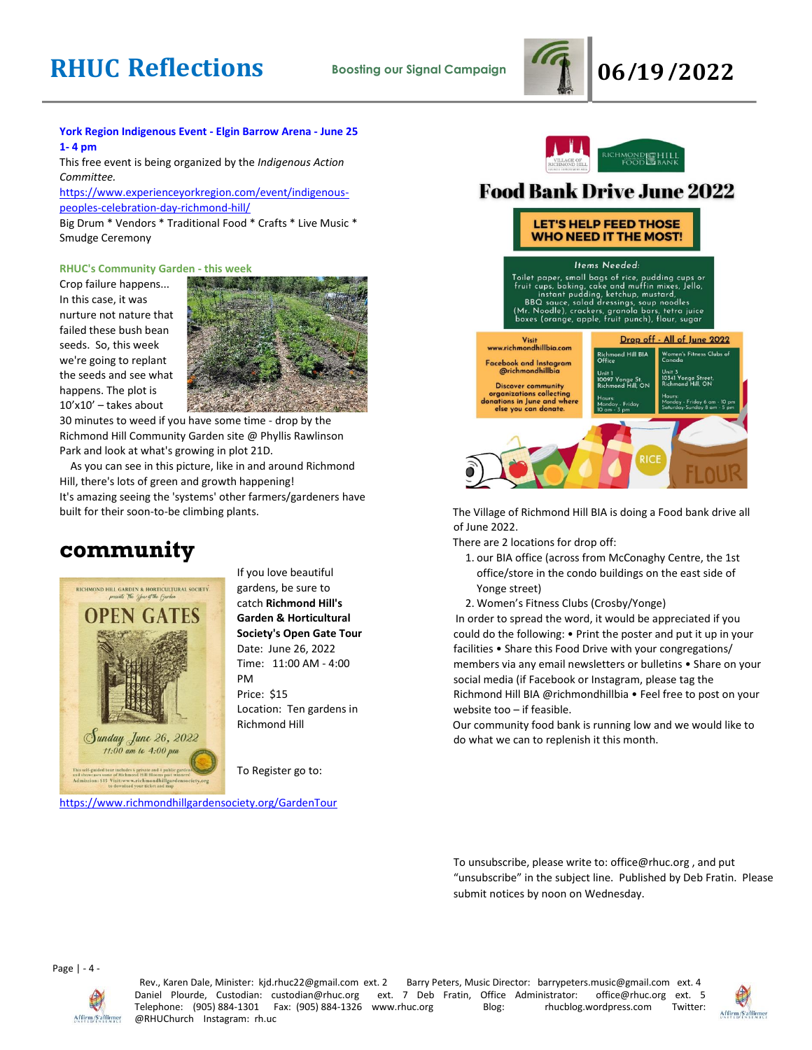# RHUC Reflections

**Boosting our Signal Campaign**

**06/19/2022**

**York Region Indigenous Event - Elgin Barrow Arena - June 25 1- 4 pm**

This free event is being organized by the *Indigenous Action Committee.*

https://www.experienceyorkregion.com/event/indigenous-peoples-celebration-day-richmond-hill/

Big Drum * Vendors * Traditional Food * Crafts * Live Music * Smudge Ceremony

**RHUC's Community Garden - this week**

Crop failure happens... In this case, it was nurture not nature that failed these bush bean seeds. So, this week we're going to replant the seeds and see what happens. The plot is 10'x10' – takes about 30 minutes to weed if you have some time - drop by the Richmond Hill Community Garden site @ Phyllis Rawlinson Park and look at what's growing in plot 21D.

As you can see in this picture, like in and around Richmond Hill, there's lots of green and growth happening!

It's amazing seeing the 'systems' other farmers/gardeners have built for their soon-to-be climbing plants.

## community

RICHMOND HILL GARDEN & HORTICULTURAL SOCIETY presents The Year of the Garden

OPEN GATES

Sunday June 26, 2022
11:00 am to 4:00 pm

If you love beautiful gardens, be sure to catch **Richmond Hill's Garden & Horticultural Society's Open Gate Tour**

Date: June 26, 2022

Time: 11:00 AM - 4:00 PM

Price: $15

Location: Ten gardens in Richmond Hill

To Register go to:

https://www.richmondhillgardensociety.org/GardenTour

## Food Bank Drive June 2022

**LET'S HELP FEED THOSE WHO NEED IT THE MOST!**

*Items Needed:*

Toilet paper, small bags of rice, pudding cups or fruit cups, baking, cake and muffin mixes, Jello, instant pudding, ketchup, mustard, BBQ sauce, salad dressings, soup noodles (Mr. Noodle), crackers, granola bars, tetra juice boxes (orange, apple, fruit punch), flour, sugar

Visit www.richmondhillbia.com

Facebook and Instagram @richmondhillbia

Discover community organizations collecting donations in June and where else you can donate.

**Drop off - All of June 2022**

| Richmond Hill BIA Office | Women's Fitness Clubs of Canada |
|---|---|
| Unit 1, 10097 Yonge St. Richmond Hill, ON | Unit 3, 10341 Yonge Street, Richmond Hill, ON |
| Hours: Monday - Friday 10 am - 3 pm | Hours: Monday - Friday 6 am - 10 pm, Saturday-Sunday 6 am - 5 pm |

The Village of Richmond Hill BIA is doing a Food bank drive all of June 2022.

There are 2 locations for drop off:

1. our BIA office (across from McConaghy Centre, the 1st office/store in the condo buildings on the east side of Yonge street)
2. Women's Fitness Clubs (Crosby/Yonge)

In order to spread the word, it would be appreciated if you could do the following: • Print the poster and put it up in your facilities • Share this Food Drive with your congregations/ members via any email newsletters or bulletins • Share on your social media (if Facebook or Instagram, please tag the Richmond Hill BIA @richmondhillbia • Feel free to post on your website too – if feasible.

Our community food bank is running low and we would like to do what we can to replenish it this month.

To unsubscribe, please write to: office@rhuc.org , and put "unsubscribe" in the subject line. Published by Deb Fratin. Please submit notices by noon on Wednesday.

Rev., Karen Dale, Minister: kjd.rhuc22@gmail.com ext. 2 Barry Peters, Music Director: barrypeters.music@gmail.com ext. 4 Daniel Plourde, Custodian: custodian@rhuc.org ext. 7 Deb Fratin, Office Administrator: office@rhuc.org ext. 5 Telephone: (905) 884-1301 Fax: (905) 884-1326 www.rhuc.org Blog: rhucblog.wordpress.com Twitter: @RHUChurch Instagram: rh.uc